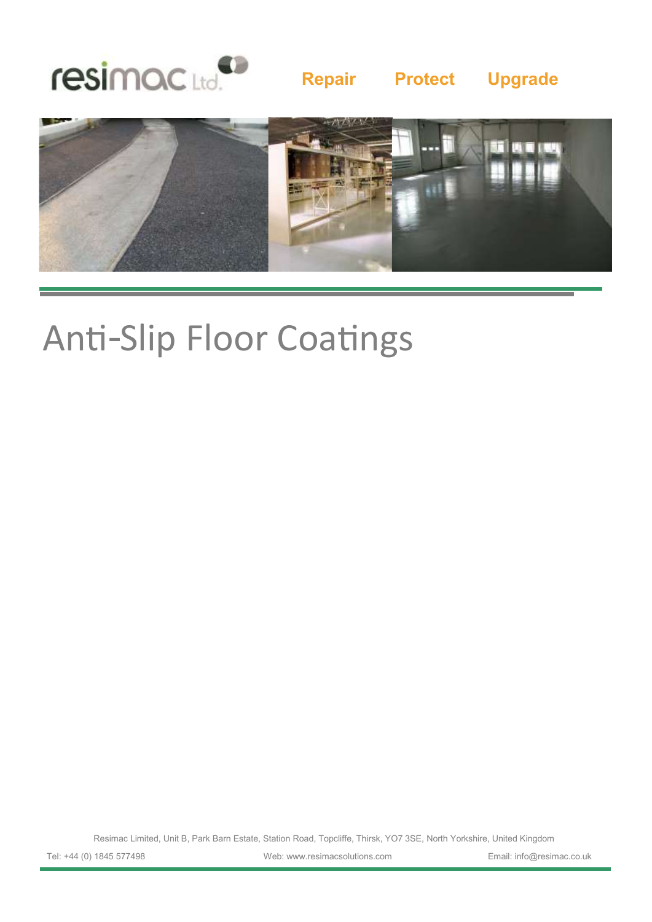resimac Ltd.

**Repair** **Protect** **Upgrade**

# Anti-Slip Floor Coatings

Resimac Limited, Unit B, Park Barn Estate, Station Road, Topcliffe, Thirsk, YO7 3SE, North Yorkshire, United Kingdom

Tel: +44 (0) 1845 577498 Web: www.resimacsolutions.com Email: info@resimac.co.uk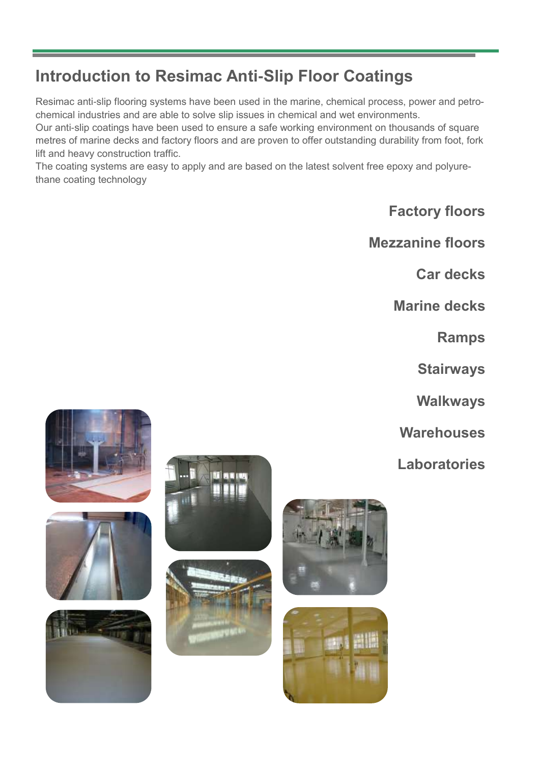## Introduction to Resimac Anti-Slip Floor Coatings

Resimac anti-slip flooring systems have been used in the marine, chemical process, power and petro-chemical industries and are able to solve slip issues in chemical and wet environments.
Our anti-slip coatings have been used to ensure a safe working environment on thousands of square metres of marine decks and factory floors and are proven to offer outstanding durability from foot, fork lift and heavy construction traffic.
The coating systems are easy to apply and are based on the latest solvent free epoxy and polyurethane coating technology

**Factory floors**

**Mezzanine floors**

**Car decks**

**Marine decks**

**Ramps**

**Stairways**

**Walkways**

**Warehouses**

**Laboratories**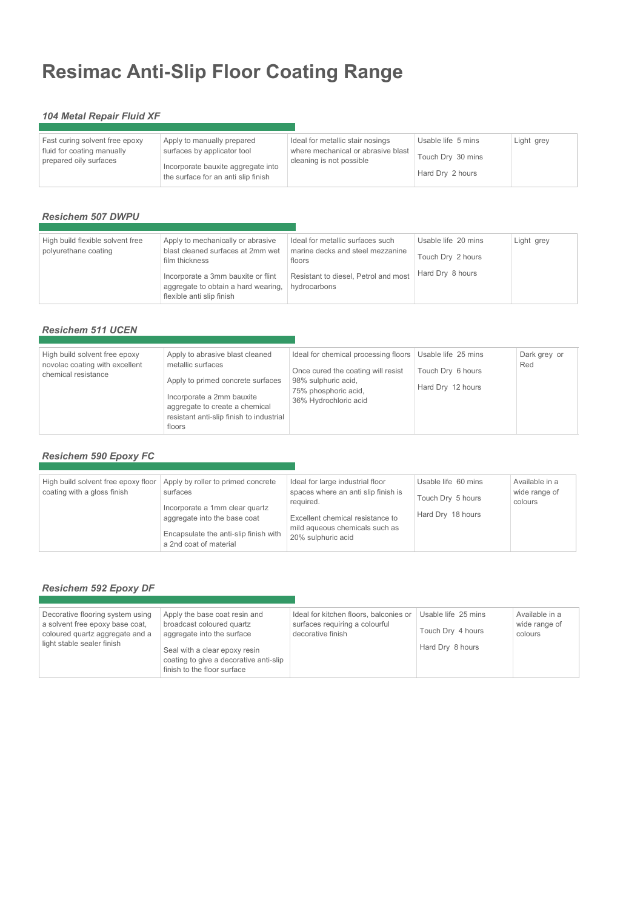# Resimac Anti-Slip Floor Coating Range

### *104 Metal Repair Fluid XF*

| | | | | |
|---|---|---|---|---|
| Fast curing solvent free epoxy fluid for coating manually prepared oily surfaces | Apply to manually prepared surfaces by applicator tool<br><br>Incorporate bauxite aggregate into the surface for an anti slip finish | Ideal for metallic stair nosings where mechanical or abrasive blast cleaning is not possible | Usable life 5 mins<br><br>Touch Dry 30 mins<br><br>Hard Dry 2 hours | Light grey |

### *Resichem 507 DWPU*

| | | | | |
|---|---|---|---|---|
| High build flexible solvent free polyurethane coating | Apply to mechanically or abrasive blast cleaned surfaces at 2mm wet film thickness<br><br>Incorporate a 3mm bauxite or flint aggregate to obtain a hard wearing, flexible anti slip finish | Ideal for metallic surfaces such marine decks and steel mezzanine floors<br><br>Resistant to diesel, Petrol and most hydrocarbons | Usable life 20 mins<br><br>Touch Dry 2 hours<br><br>Hard Dry 8 hours | Light grey |

### *Resichem 511 UCEN*

| | | | | |
|---|---|---|---|---|
| High build solvent free epoxy novolac coating with excellent chemical resistance | Apply to abrasive blast cleaned metallic surfaces<br><br>Apply to primed concrete surfaces<br><br>Incorporate a 2mm bauxite aggregate to create a chemical resistant anti-slip finish to industrial floors | Ideal for chemical processing floors<br><br>Once cured the coating will resist 98% sulphuric acid, 75% phosphoric acid, 36% Hydrochloric acid | Usable life 25 mins<br><br>Touch Dry 6 hours<br><br>Hard Dry 12 hours | Dark grey or Red |

### *Resichem 590 Epoxy FC*

| | | | | |
|---|---|---|---|---|
| High build solvent free epoxy floor coating with a gloss finish | Apply by roller to primed concrete surfaces<br><br>Incorporate a 1mm clear quartz aggregate into the base coat<br><br>Encapsulate the anti-slip finish with a 2nd coat of material | Ideal for large industrial floor spaces where an anti slip finish is required.<br><br>Excellent chemical resistance to mild aqueous chemicals such as 20% sulphuric acid | Usable life 60 mins<br><br>Touch Dry 5 hours<br><br>Hard Dry 18 hours | Available in a wide range of colours |

### *Resichem 592 Epoxy DF*

| | | | | |
|---|---|---|---|---|
| Decorative flooring system using a solvent free epoxy base coat, coloured quartz aggregate and a light stable sealer finish | Apply the base coat resin and broadcast coloured quartz aggregate into the surface<br><br>Seal with a clear epoxy resin coating to give a decorative anti-slip finish to the floor surface | Ideal for kitchen floors, balconies or surfaces requiring a colourful decorative finish | Usable life 25 mins<br><br>Touch Dry 4 hours<br><br>Hard Dry 8 hours | Available in a wide range of colours |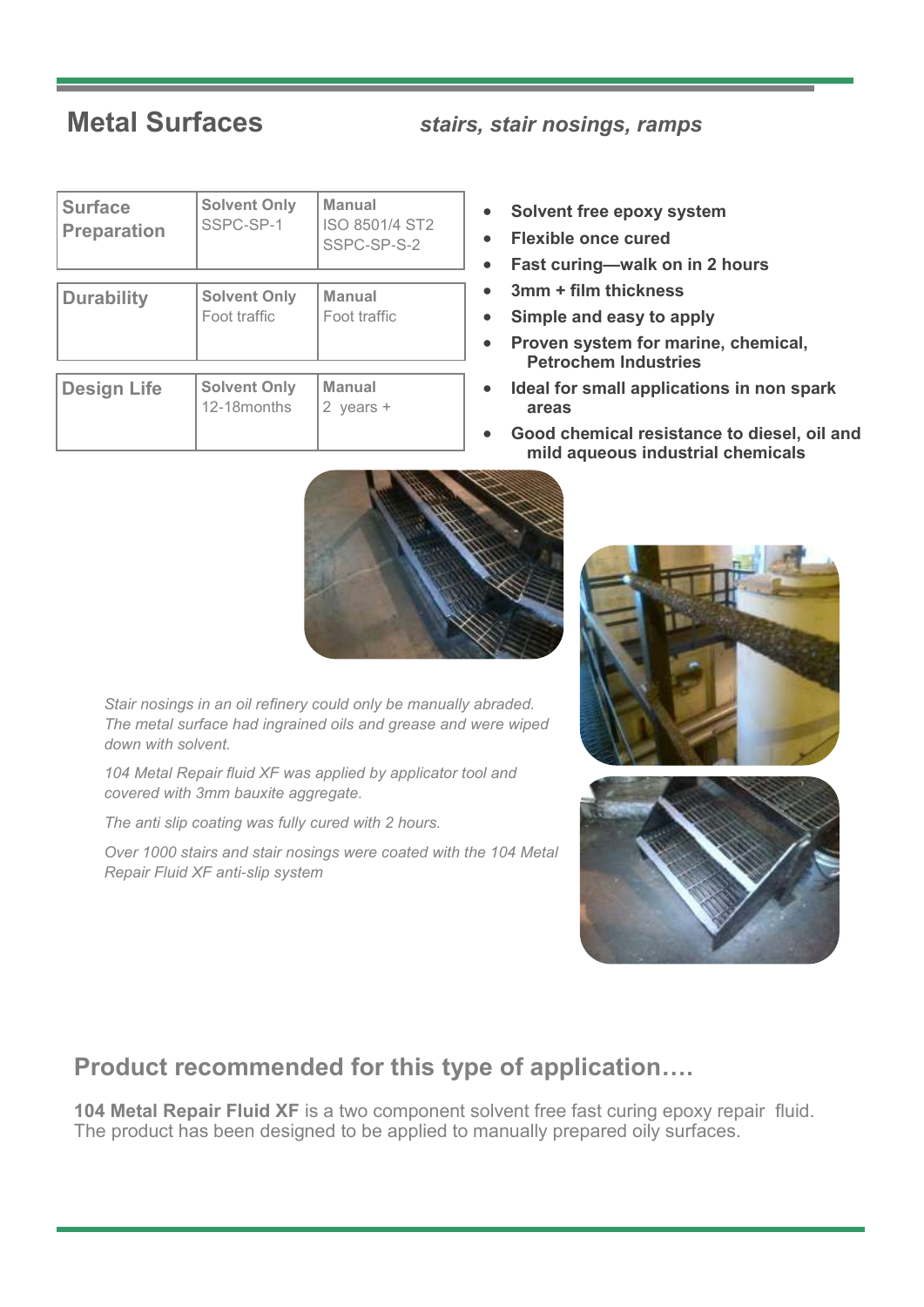## Metal Surfaces

***stairs, stair nosings, ramps***

| | Solvent Only | Manual |
|---|---|---|
| **Surface Preparation** | SSPC-SP-1 | ISO 8501/4 ST2 SSPC-SP-S-2 |
| **Durability** | Foot traffic | Foot traffic |
| **Design Life** | 12-18months | 2 years + |

- **Solvent free epoxy system**
- **Flexible once cured**
- **Fast curing—walk on in 2 hours**
- **3mm + film thickness**
- **Simple and easy to apply**
- **Proven system for marine, chemical, Petrochem Industries**
- **Ideal for small applications in non spark areas**
- **Good chemical resistance to diesel, oil and mild aqueous industrial chemicals**

*Stair nosings in an oil refinery could only be manually abraded. The metal surface had ingrained oils and grease and were wiped down with solvent.*

*104 Metal Repair fluid XF was applied by applicator tool and covered with 3mm bauxite aggregate.*

*The anti slip coating was fully cured with 2 hours.*

*Over 1000 stairs and stair nosings were coated with the 104 Metal Repair Fluid XF anti-slip system*

## Product recommended for this type of application….

**104 Metal Repair Fluid XF** is a two component solvent free fast curing epoxy repair fluid. The product has been designed to be applied to manually prepared oily surfaces.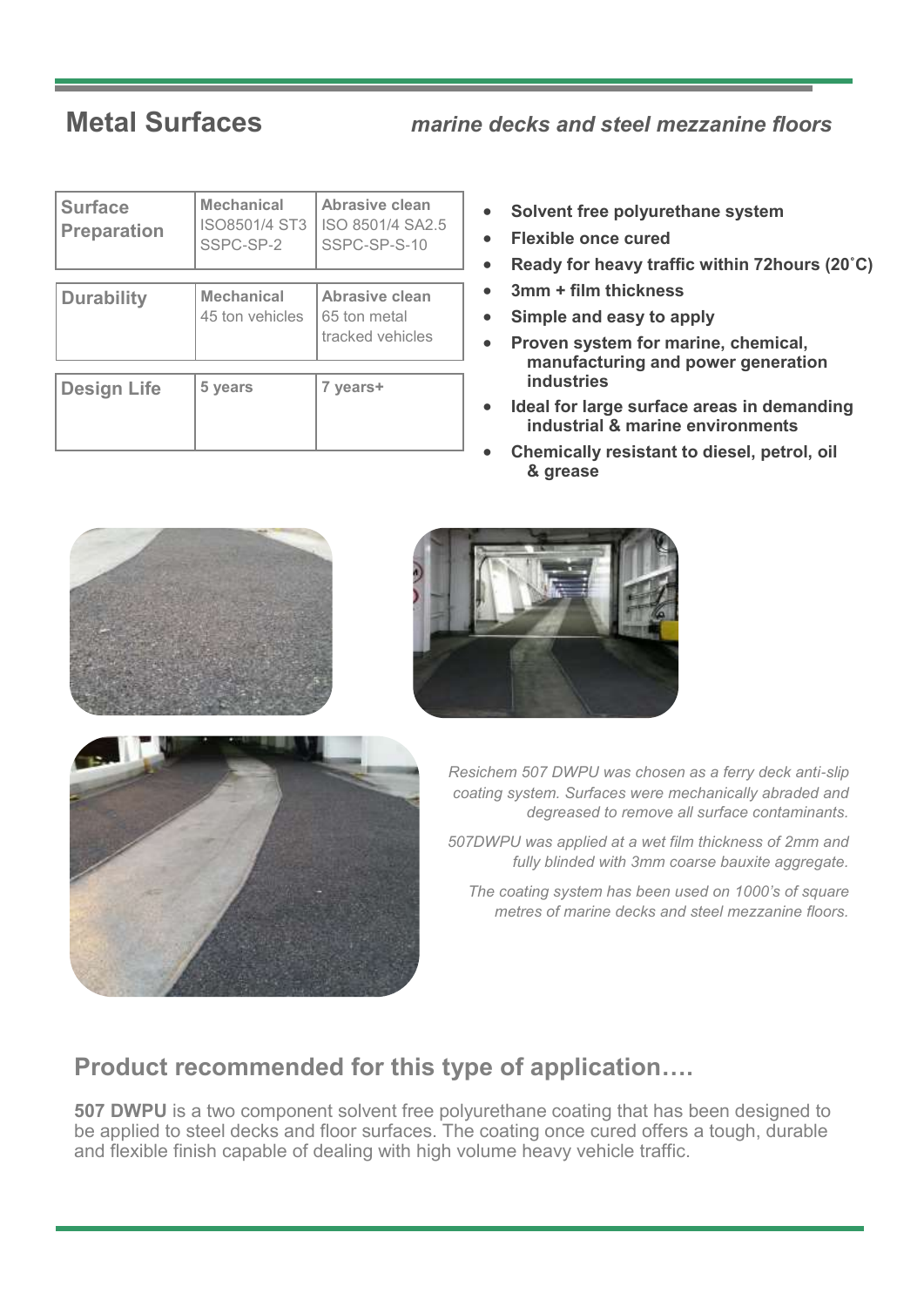## Metal Surfaces

*marine decks and steel mezzanine floors*

| | | |
|---|---|---|
| **Surface Preparation** | **Mechanical** ISO8501/4 ST3 SSPC-SP-2 | **Abrasive clean** ISO 8501/4 SA2.5 SSPC-SP-S-10 |
| **Durability** | **Mechanical** 45 ton vehicles | **Abrasive clean** 65 ton metal tracked vehicles |
| **Design Life** | **5 years** | **7 years+** |

- **Solvent free polyurethane system**
- **Flexible once cured**
- **Ready for heavy traffic within 72hours (20˚C)**
- **3mm + film thickness**
- **Simple and easy to apply**
- **Proven system for marine, chemical, manufacturing and power generation industries**
- **Ideal for large surface areas in demanding industrial & marine environments**
- **Chemically resistant to diesel, petrol, oil & grease**

*Resichem 507 DWPU was chosen as a ferry deck anti-slip coating system. Surfaces were mechanically abraded and degreased to remove all surface contaminants.*

*507DWPU was applied at a wet film thickness of 2mm and fully blinded with 3mm coarse bauxite aggregate.*

*The coating system has been used on 1000's of square metres of marine decks and steel mezzanine floors.*

## Product recommended for this type of application….

**507 DWPU** is a two component solvent free polyurethane coating that has been designed to be applied to steel decks and floor surfaces. The coating once cured offers a tough, durable and flexible finish capable of dealing with high volume heavy vehicle traffic.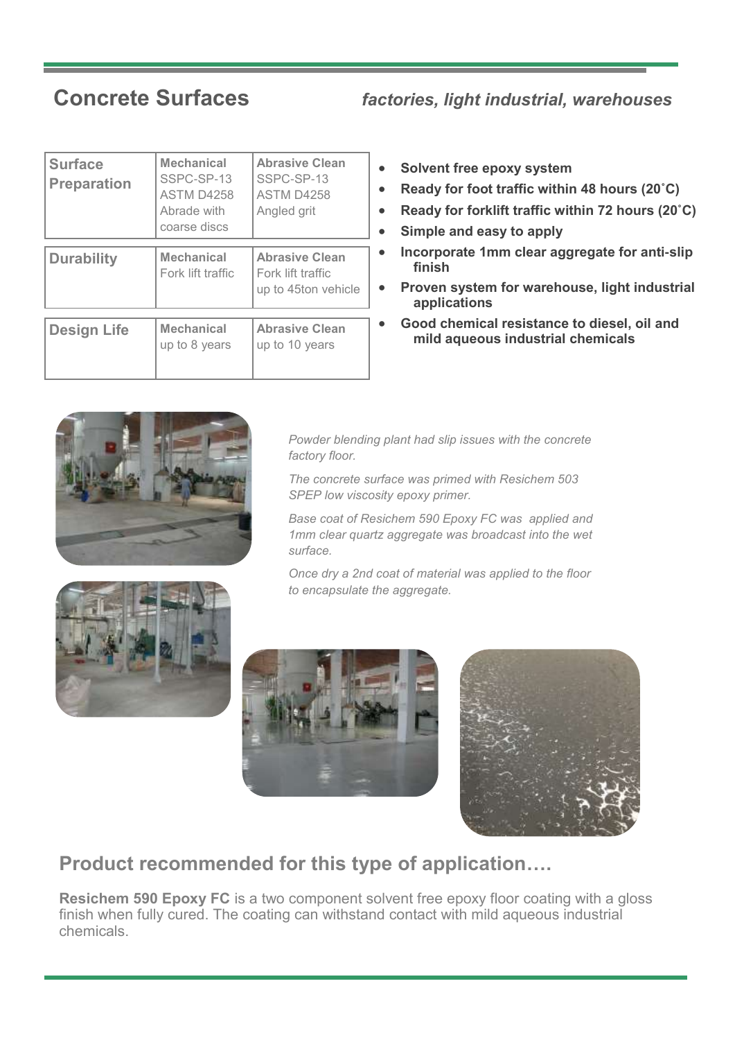## Concrete Surfaces

*factories, light industrial, warehouses*

| | | |
|---|---|---|
| **Surface Preparation** | **Mechanical** SSPC-SP-13 ASTM D4258 Abrade with coarse discs | **Abrasive Clean** SSPC-SP-13 ASTM D4258 Angled grit |
| **Durability** | **Mechanical** Fork lift traffic | **Abrasive Clean** Fork lift traffic up to 45ton vehicle |
| **Design Life** | **Mechanical** up to 8 years | **Abrasive Clean** up to 10 years |

- **Solvent free epoxy system**
- **Ready for foot traffic within 48 hours (20˚C)**
- **Ready for forklift traffic within 72 hours (20˚C)**
- **Simple and easy to apply**
- **Incorporate 1mm clear aggregate for anti-slip finish**
- **Proven system for warehouse, light industrial applications**
- **Good chemical resistance to diesel, oil and mild aqueous industrial chemicals**

*Powder blending plant had slip issues with the concrete factory floor.*

*The concrete surface was primed with Resichem 503 SPEP low viscosity epoxy primer.*

*Base coat of Resichem 590 Epoxy FC was applied and 1mm clear quartz aggregate was broadcast into the wet surface.*

*Once dry a 2nd coat of material was applied to the floor to encapsulate the aggregate.*

## Product recommended for this type of application….

**Resichem 590 Epoxy FC** is a two component solvent free epoxy floor coating with a gloss finish when fully cured. The coating can withstand contact with mild aqueous industrial chemicals.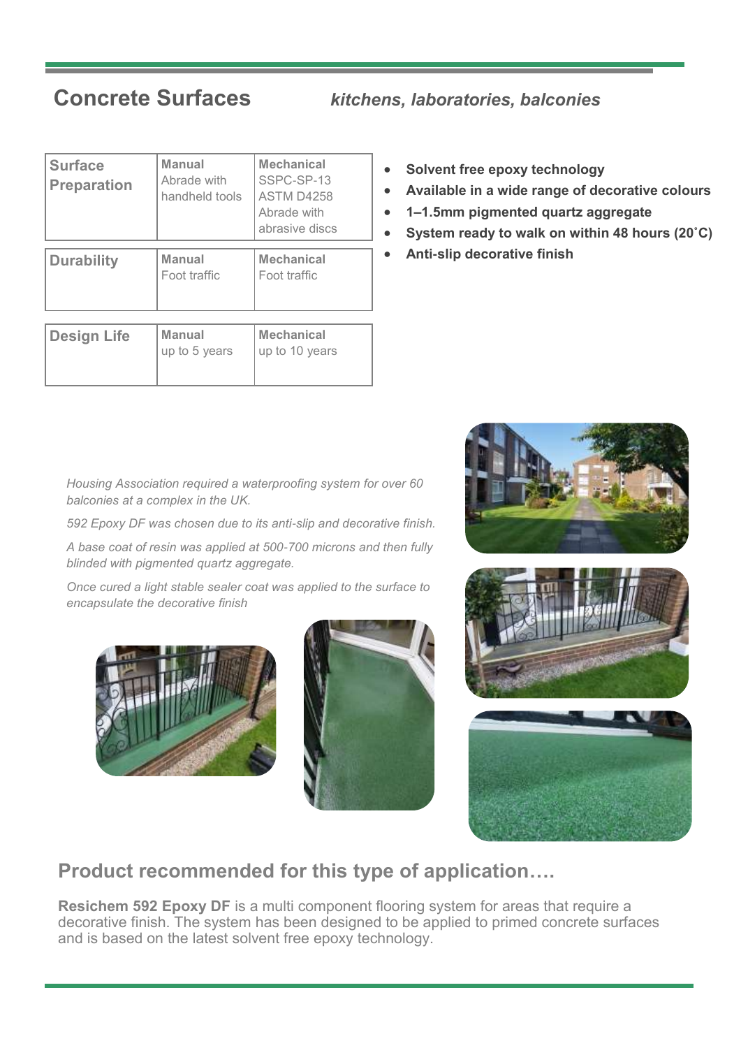## Concrete Surfaces

***kitchens, laboratories, balconies***

| | Manual | Mechanical |
|---|---|---|
| **Surface Preparation** | Abrade with handheld tools | SSPC-SP-13 ASTM D4258 Abrade with abrasive discs |

| | Manual | Mechanical |
|---|---|---|
| **Durability** | Foot traffic | Foot traffic |

| | Manual | Mechanical |
|---|---|---|
| **Design Life** | up to 5 years | up to 10 years |

- **Solvent free epoxy technology**
- **Available in a wide range of decorative colours**
- **1–1.5mm pigmented quartz aggregate**
- **System ready to walk on within 48 hours (20˚C)**
- **Anti-slip decorative finish**

*Housing Association required a waterproofing system for over 60 balconies at a complex in the UK.*

*592 Epoxy DF was chosen due to its anti-slip and decorative finish.*

*A base coat of resin was applied at 500-700 microns and then fully blinded with pigmented quartz aggregate.*

*Once cured a light stable sealer coat was applied to the surface to encapsulate the decorative finish*

## Product recommended for this type of application….

**Resichem 592 Epoxy DF** is a multi component flooring system for areas that require a decorative finish. The system has been designed to be applied to primed concrete surfaces and is based on the latest solvent free epoxy technology.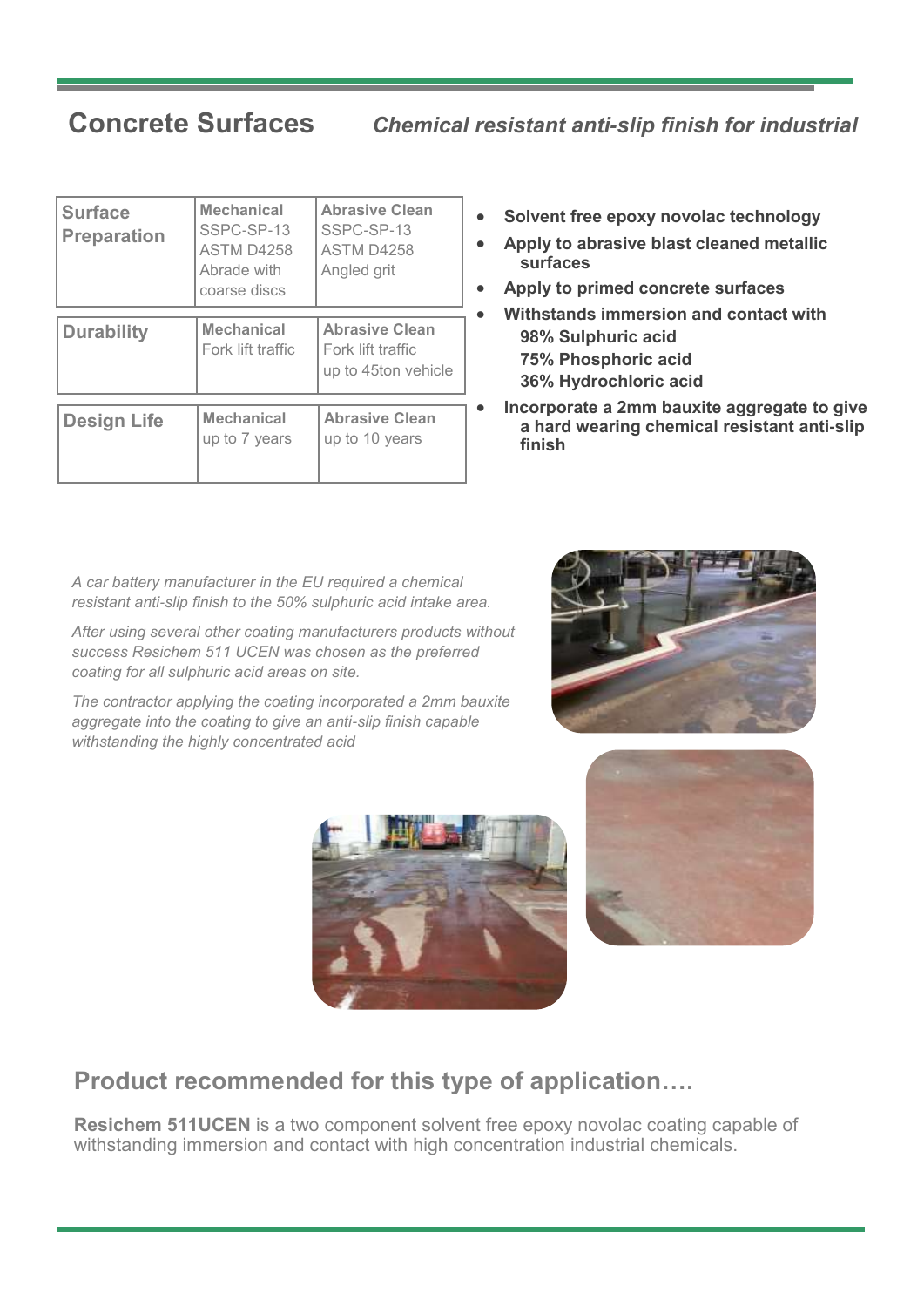## Concrete Surfaces

*Chemical resistant anti-slip finish for industrial*

| | Mechanical | Abrasive Clean |
|---|---|---|
| **Surface Preparation** | SSPC-SP-13<br>ASTM D4258<br>Abrade with coarse discs | SSPC-SP-13<br>ASTM D4258<br>Angled grit |
| **Durability** | Fork lift traffic | Fork lift traffic up to 45ton vehicle |
| **Design Life** | up to 7 years | up to 10 years |

- **Solvent free epoxy novolac technology**
- **Apply to abrasive blast cleaned metallic surfaces**
- **Apply to primed concrete surfaces**
- **Withstands immersion and contact with**
  - **98% Sulphuric acid**
  - **75% Phosphoric acid**
  - **36% Hydrochloric acid**
- **Incorporate a 2mm bauxite aggregate to give a hard wearing chemical resistant anti-slip finish**

*A car battery manufacturer in the EU required a chemical resistant anti-slip finish to the 50% sulphuric acid intake area.*

*After using several other coating manufacturers products without success Resichem 511 UCEN was chosen as the preferred coating for all sulphuric acid areas on site.*

*The contractor applying the coating incorporated a 2mm bauxite aggregate into the coating to give an anti-slip finish capable withstanding the highly concentrated acid*

## Product recommended for this type of application….

**Resichem 511UCEN** is a two component solvent free epoxy novolac coating capable of withstanding immersion and contact with high concentration industrial chemicals.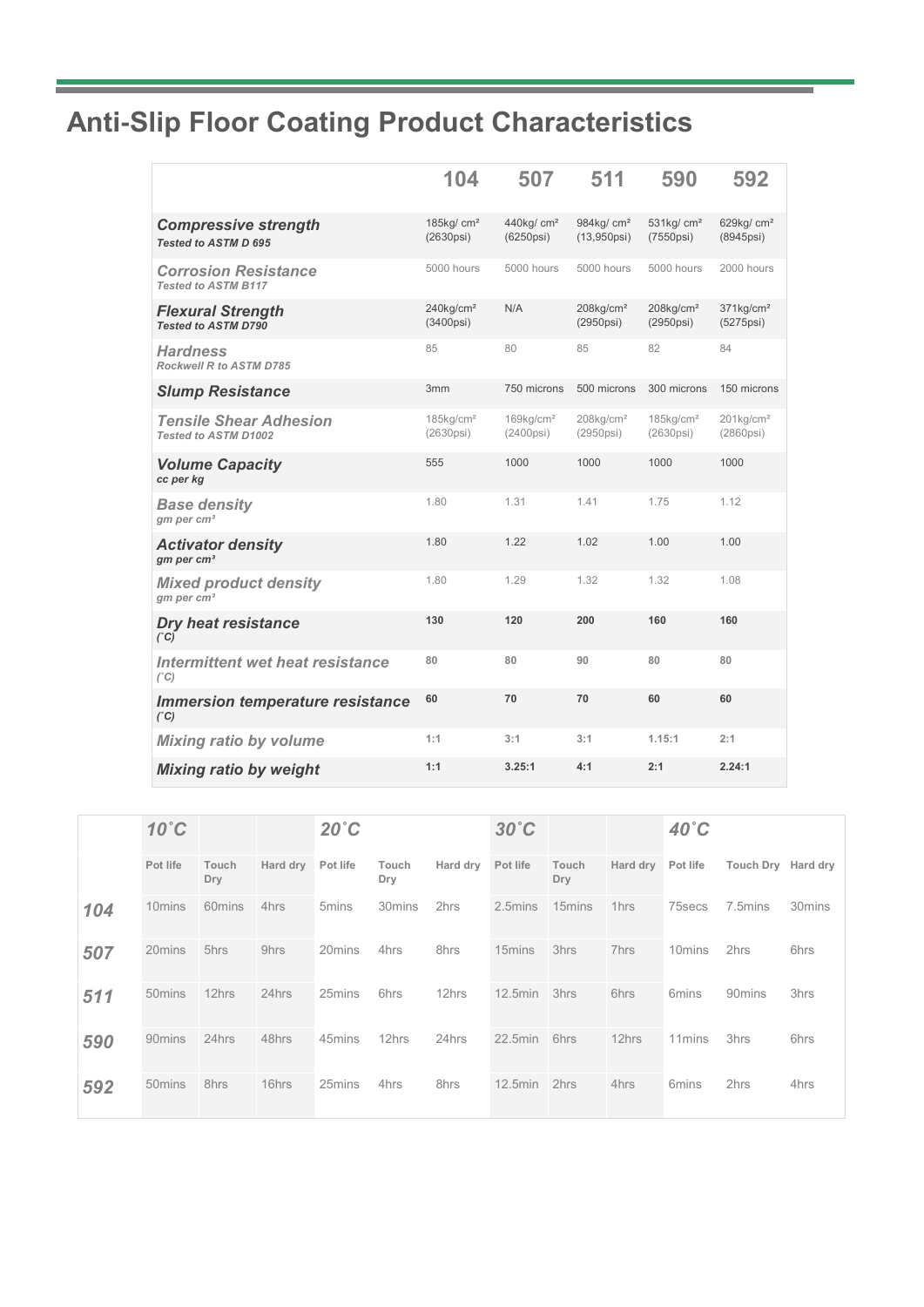# Anti-Slip Floor Coating Product Characteristics

| | 104 | 507 | 511 | 590 | 592 |
|---|---|---|---|---|---|
| ***Compressive strength*** *Tested to ASTM D 695* | 185kg/ cm² (2630psi) | 440kg/ cm² (6250psi) | 984kg/ cm² (13,950psi) | 531kg/ cm² (7550psi) | 629kg/ cm² (8945psi) |
| ***Corrosion Resistance*** *Tested to ASTM B117* | 5000 hours | 5000 hours | 5000 hours | 5000 hours | 2000 hours |
| ***Flexural Strength*** *Tested to ASTM D790* | 240kg/cm² (3400psi) | N/A | 208kg/cm² (2950psi) | 208kg/cm² (2950psi) | 371kg/cm² (5275psi) |
| ***Hardness*** *Rockwell R to ASTM D785* | 85 | 80 | 85 | 82 | 84 |
| ***Slump Resistance*** | 3mm | 750 microns | 500 microns | 300 microns | 150 microns |
| ***Tensile Shear Adhesion*** *Tested to ASTM D1002* | 185kg/cm² (2630psi) | 169kg/cm² (2400psi) | 208kg/cm² (2950psi) | 185kg/cm² (2630psi) | 201kg/cm² (2860psi) |
| ***Volume Capacity*** *cc per kg* | 555 | 1000 | 1000 | 1000 | 1000 |
| ***Base density*** *gm per cm³* | 1.80 | 1.31 | 1.41 | 1.75 | 1.12 |
| ***Activator density*** *gm per cm³* | 1.80 | 1.22 | 1.02 | 1.00 | 1.00 |
| ***Mixed product density*** *gm per cm³* | 1.80 | 1.29 | 1.32 | 1.32 | 1.08 |
| ***Dry heat resistance*** *(˚C)* | **130** | **120** | **200** | **160** | **160** |
| ***Intermittent wet heat resistance*** *(˚C)* | **80** | **80** | **90** | **80** | **80** |
| ***Immersion temperature resistance*** *(˚C)* | **60** | **70** | **70** | **60** | **60** |
| ***Mixing ratio by volume*** | **1:1** | **3:1** | **3:1** | **1.15:1** | **2:1** |
| ***Mixing ratio by weight*** | **1:1** | **3.25:1** | **4:1** | **2:1** | **2.24:1** |

| | ***10˚C*** | | | ***20˚C*** | | | ***30˚C*** | | | ***40˚C*** | | |
|---|---|---|---|---|---|---|---|---|---|---|---|---|
| | Pot life | Touch Dry | Hard dry | Pot life | Touch Dry | Hard dry | Pot life | Touch Dry | Hard dry | Pot life | Touch Dry | Hard dry |
| ***104*** | 10mins | 60mins | 4hrs | 5mins | 30mins | 2hrs | 2.5mins | 15mins | 1hrs | 75secs | 7.5mins | 30mins |
| ***507*** | 20mins | 5hrs | 9hrs | 20mins | 4hrs | 8hrs | 15mins | 3hrs | 7hrs | 10mins | 2hrs | 6hrs |
| ***511*** | 50mins | 12hrs | 24hrs | 25mins | 6hrs | 12hrs | 12.5min | 3hrs | 6hrs | 6mins | 90mins | 3hrs |
| ***590*** | 90mins | 24hrs | 48hrs | 45mins | 12hrs | 24hrs | 22.5min | 6hrs | 12hrs | 11mins | 3hrs | 6hrs |
| ***592*** | 50mins | 8hrs | 16hrs | 25mins | 4hrs | 8hrs | 12.5min | 2hrs | 4hrs | 6mins | 2hrs | 4hrs |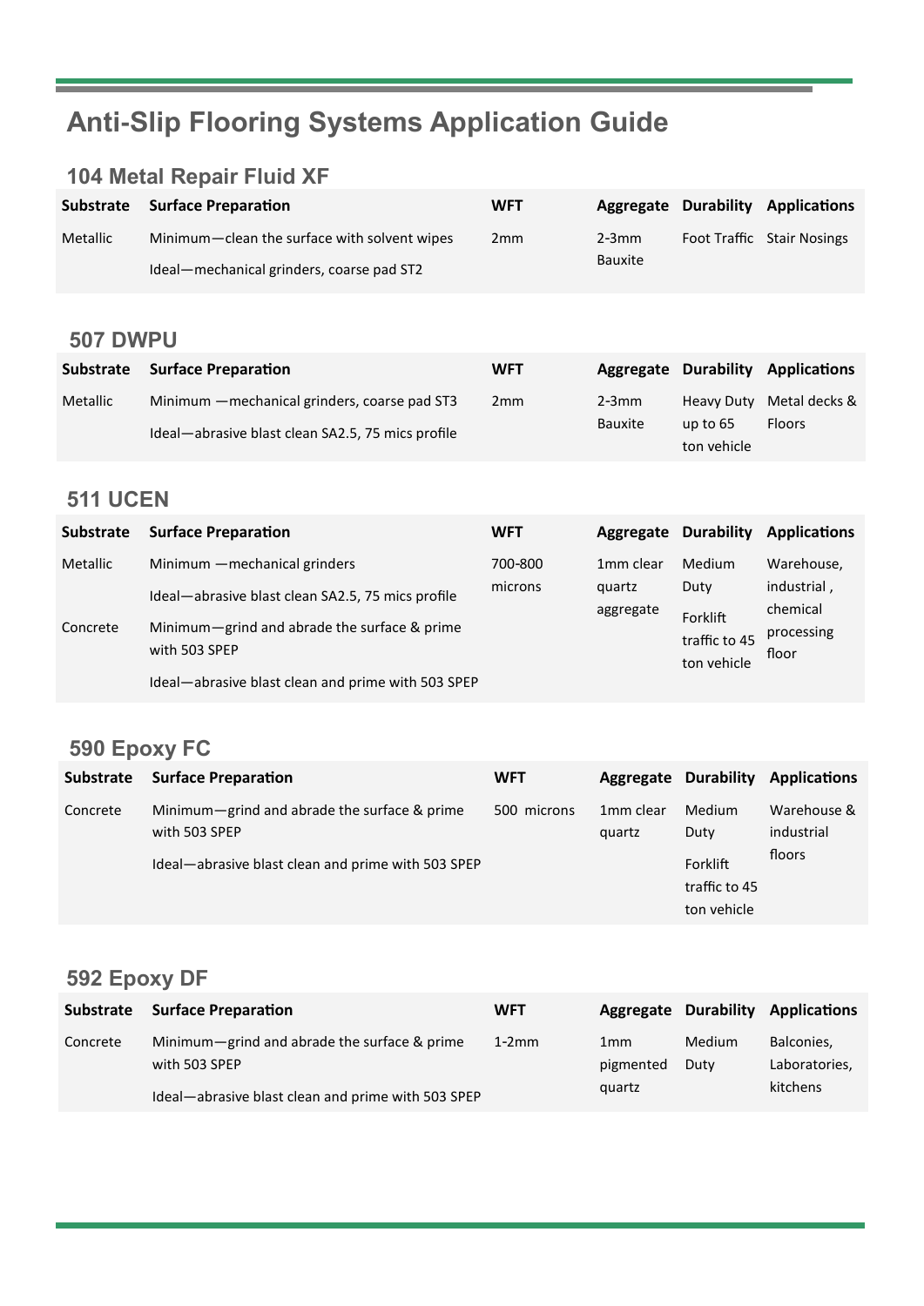# Anti-Slip Flooring Systems Application Guide

## 104 Metal Repair Fluid XF

| Substrate | Surface Preparation | WFT | Aggregate | Durability | Applications |
|---|---|---|---|---|---|
| Metallic | Minimum—clean the surface with solvent wipes<br>Ideal—mechanical grinders, coarse pad ST2 | 2mm | 2-3mm Bauxite | Foot Traffic | Stair Nosings |

## 507 DWPU

| Substrate | Surface Preparation | WFT | Aggregate | Durability | Applications |
|---|---|---|---|---|---|
| Metallic | Minimum —mechanical grinders, coarse pad ST3<br>Ideal—abrasive blast clean SA2.5, 75 mics profile | 2mm | 2-3mm Bauxite | Heavy Duty up to 65 ton vehicle | Metal decks & Floors |

## 511 UCEN

| Substrate | Surface Preparation | WFT | Aggregate | Durability | Applications |
|---|---|---|---|---|---|
| Metallic | Minimum —mechanical grinders<br>Ideal—abrasive blast clean SA2.5, 75 mics profile | 700-800 microns | 1mm clear quartz aggregate | Medium Duty<br>Forklift traffic to 45 ton vehicle | Warehouse, industrial , chemical processing floor |
| Concrete | Minimum—grind and abrade the surface & prime with 503 SPEP<br>Ideal—abrasive blast clean and prime with 503 SPEP | | | | |

## 590 Epoxy FC

| Substrate | Surface Preparation | WFT | Aggregate | Durability | Applications |
|---|---|---|---|---|---|
| Concrete | Minimum—grind and abrade the surface & prime with 503 SPEP<br>Ideal—abrasive blast clean and prime with 503 SPEP | 500 microns | 1mm clear quartz | Medium Duty<br>Forklift traffic to 45 ton vehicle | Warehouse & industrial floors |

## 592 Epoxy DF

| Substrate | Surface Preparation | WFT | Aggregate | Durability | Applications |
|---|---|---|---|---|---|
| Concrete | Minimum—grind and abrade the surface & prime with 503 SPEP<br>Ideal—abrasive blast clean and prime with 503 SPEP | 1-2mm | 1mm pigmented quartz | Medium Duty | Balconies, Laboratories, kitchens |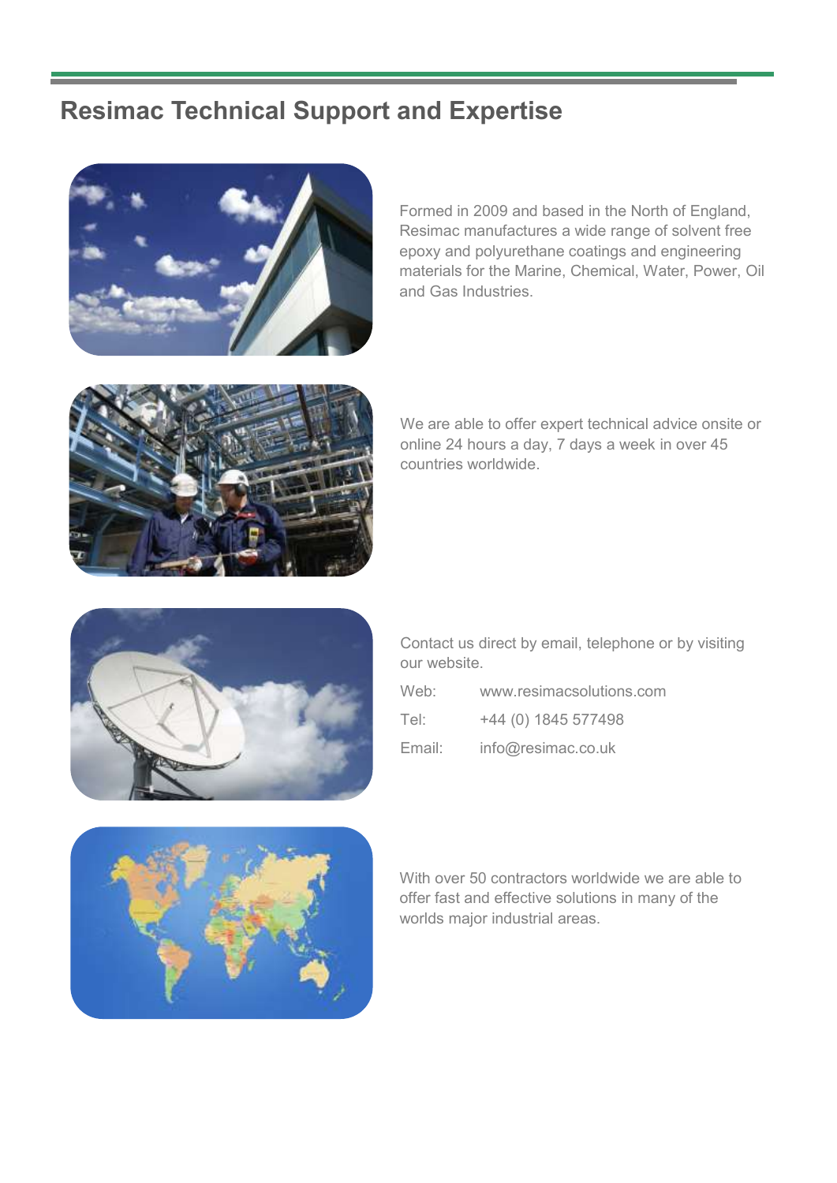# Resimac Technical Support and Expertise

Formed in 2009 and based in the North of England, Resimac manufactures a wide range of solvent free epoxy and polyurethane coatings and engineering materials for the Marine, Chemical, Water, Power, Oil and Gas Industries.

We are able to offer expert technical advice onsite or online 24 hours a day, 7 days a week in over 45 countries worldwide.

Contact us direct by email, telephone or by visiting our website.

Web: www.resimacsolutions.com

Tel: +44 (0) 1845 577498

Email: info@resimac.co.uk

With over 50 contractors worldwide we are able to offer fast and effective solutions in many of the worlds major industrial areas.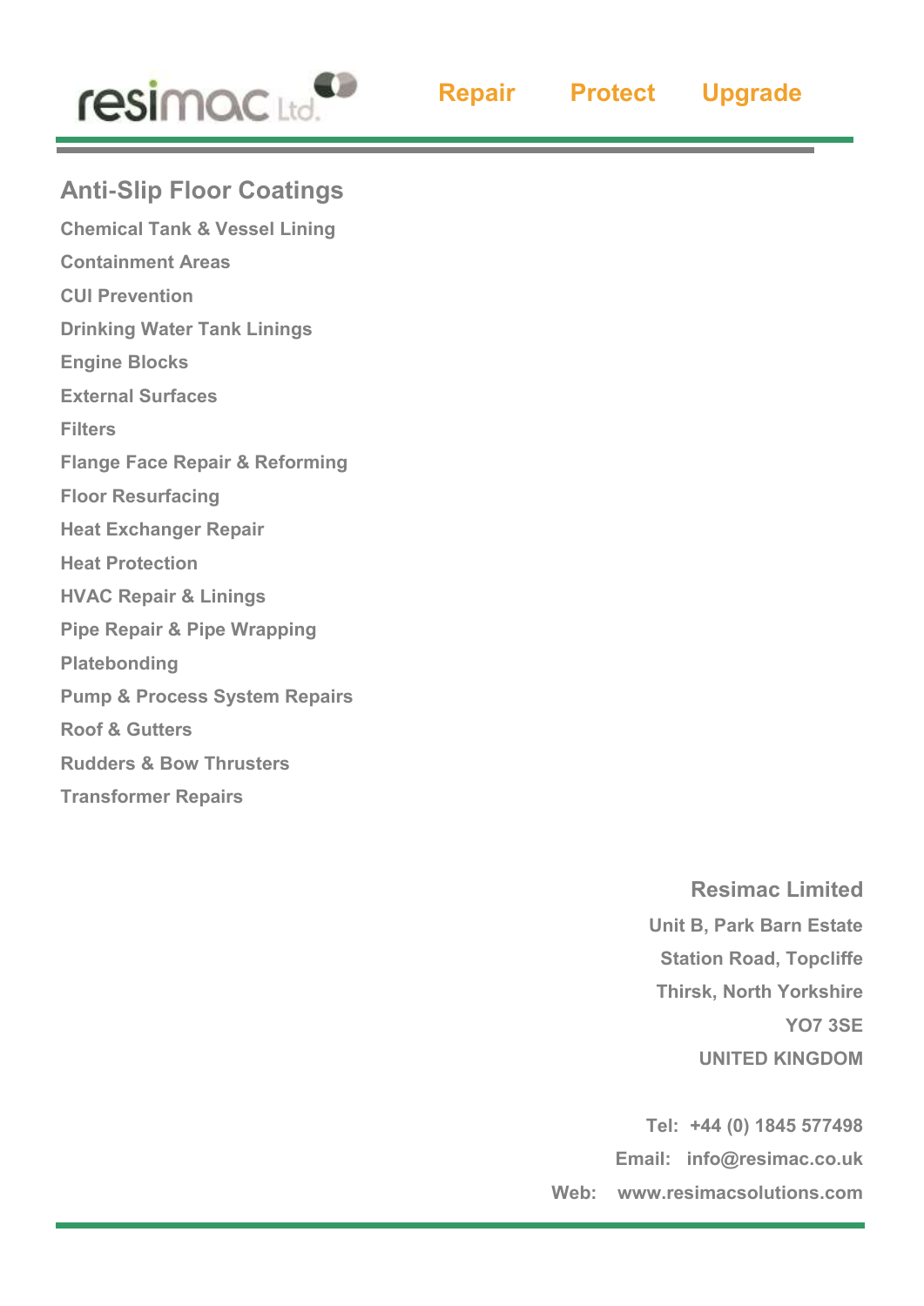resimac Ltd.

**Repair** **Protect** **Upgrade**

## Anti-Slip Floor Coatings

**Chemical Tank & Vessel Lining**

**Containment Areas**

**CUI Prevention**

**Drinking Water Tank Linings**

**Engine Blocks**

**External Surfaces**

**Filters**

**Flange Face Repair & Reforming**

**Floor Resurfacing**

**Heat Exchanger Repair**

**Heat Protection**

**HVAC Repair & Linings**

**Pipe Repair & Pipe Wrapping**

**Platebonding**

**Pump & Process System Repairs**

**Roof & Gutters**

**Rudders & Bow Thrusters**

**Transformer Repairs**

**Resimac Limited**

**Unit B, Park Barn Estate**
**Station Road, Topcliffe**
**Thirsk, North Yorkshire**
**YO7 3SE**
**UNITED KINGDOM**

**Tel: +44 (0) 1845 577498**
**Email: info@resimac.co.uk**
**Web: www.resimacsolutions.com**